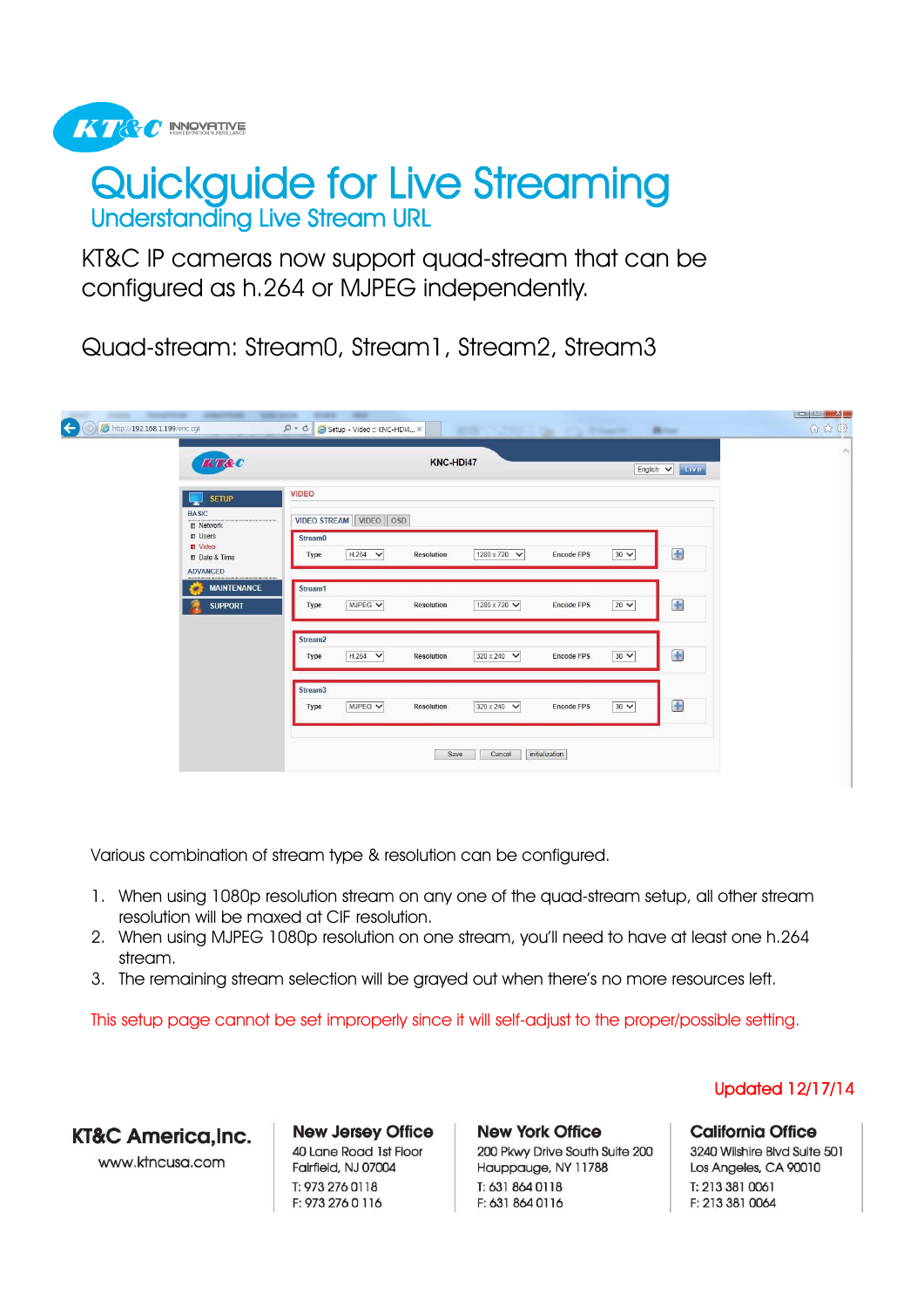KT&C INNOVATIVE HIGH DEFINITION SURVEILLANCE

# Quickguide for Live Streaming

## Understanding Live Stream URL

KT&C IP cameras now support quad-stream that can be configured as h.264 or MJPEG independently.

Quad-stream: Stream0, Stream1, Stream2, Stream3

Various combination of stream type & resolution can be configured.

1. When using 1080p resolution stream on any one of the quad-stream setup, all other stream resolution will be maxed at CIF resolution.
2. When using MJPEG 1080p resolution on one stream, you'll need to have at least one h.264 stream.
3. The remaining stream selection will be grayed out when there's no more resources left.

This setup page cannot be set improperly since it will self-adjust to the proper/possible setting.

Updated 12/17/14

**KT&C America,Inc.**
www.ktncusa.com

**New Jersey Office**
40 Lane Road 1st Floor
Fairfield, NJ 07004
T: 973 276 0118
F: 973 276 0 116

**New York Office**
200 Pkwy Drive South Suite 200
Hauppauge, NY 11788
T: 631 864 0118
F: 631 864 0116

**California Office**
3240 Wilshire Blvd Suite 501
Los Angeles, CA 90010
T: 213 381 0061
F: 213 381 0064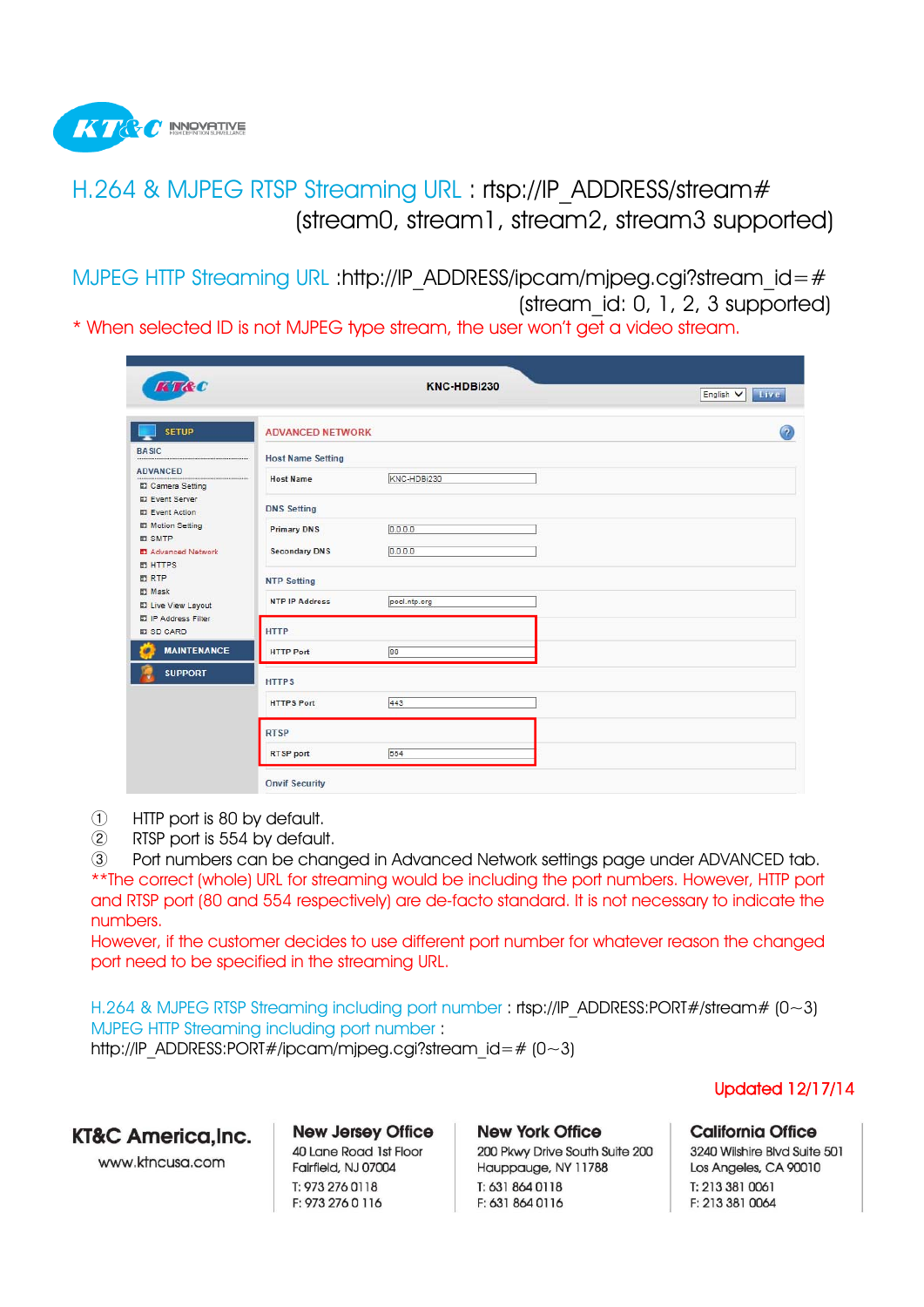H.264 & MJPEG RTSP Streaming URL : rtsp://IP_ADDRESS/stream#
(stream0, stream1, stream2, stream3 supported)

MJPEG HTTP Streaming URL :http://IP_ADDRESS/ipcam/mjpeg.cgi?stream_id=#
(stream_id: 0, 1, 2, 3 supported)

* When selected ID is not MJPEG type stream, the user won't get a video stream.

KNC-HDBi230

English | Live

SETUP
BASIC
ADVANCED
- Camera Setting
- Event Server
- Event Action
- Motion Setting
- SMTP
- Advanced Network
- HTTPS
- RTP
- Mask
- Live View Layout
- IP Address Filter
- SD CARD

MAINTENANCE
SUPPORT

ADVANCED NETWORK

Host Name Setting

| Host Name | KNC-HDBi230 |
|---|---|

DNS Setting

| Primary DNS | 0.0.0.0 |
|---|---|
| Secondary DNS | 0.0.0.0 |

NTP Setting

| NTP IP Address | pool.ntp.org |
|---|---|

HTTP

| HTTP Port | 80 |
|---|---|

HTTPS

| HTTPS Port | 443 |
|---|---|

RTSP

| RTSP port | 554 |
|---|---|

Onvif Security

① HTTP port is 80 by default.
② RTSP port is 554 by default.
③ Port numbers can be changed in Advanced Network settings page under ADVANCED tab.

**The correct (whole) URL for streaming would be including the port numbers. However, HTTP port and RTSP port (80 and 554 respectively) are de-facto standard. It is not necessary to indicate the numbers.
However, if the customer decides to use different port number for whatever reason the changed port need to be specified in the streaming URL.

H.264 & MJPEG RTSP Streaming including port number : rtsp://IP_ADDRESS:PORT#/stream# (0~3)
MJPEG HTTP Streaming including port number :
http://IP_ADDRESS:PORT#/ipcam/mjpeg.cgi?stream_id=# (0~3)

Updated 12/17/14

**KT&C America,Inc.**
www.ktncusa.com

**New Jersey Office**
40 Lane Road 1st Floor
Fairfield, NJ 07004
T: 973 276 0118
F: 973 276 0 116

**New York Office**
200 Pkwy Drive South Suite 200
Hauppauge, NY 11788
T: 631 864 0118
F: 631 864 0116

**California Office**
3240 Wilshire Blvd Suite 501
Los Angeles, CA 90010
T: 213 381 0061
F: 213 381 0064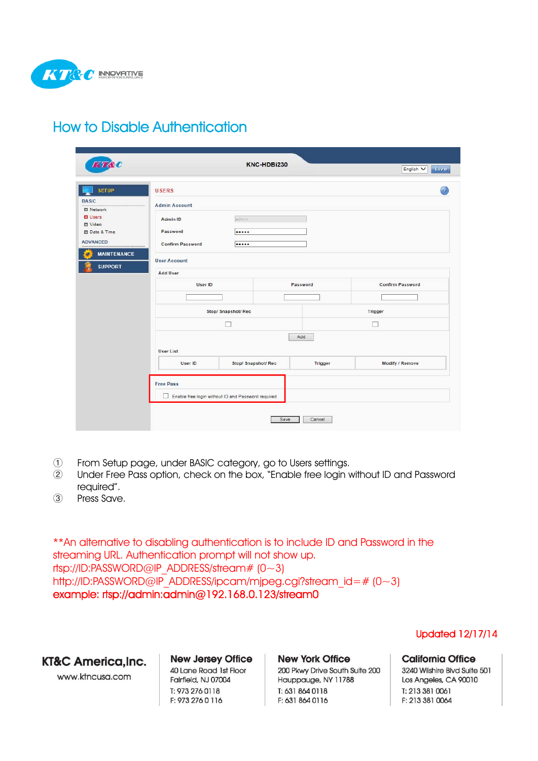# How to Disable Authentication

KNC-HDBi230

SETUP
BASIC
Network
Users
Video
Date & Time
ADVANCED
MAINTENANCE
SUPPORT

USERS

Admin Account

Admin ID admin
Password
Confirm Password

User Account

Add User

| User ID | Password | Confirm Password |
| --- | --- | --- |
| | | |

| Stop/ Snapshot/ Rec | Trigger |
| --- | --- |
| ☐ | ☐ |

Add

User List

| User ID | Stop/ Snapshot/ Rec | Trigger | Modify / Remove |
| --- | --- | --- | --- |

Free Pass

☐ Enable free login without ID and Password required

Save Cancel

① From Setup page, under BASIC category, go to Users settings.
② Under Free Pass option, check on the box, "Enable free login without ID and Password required".
③ Press Save.

**An alternative to disabling authentication is to include ID and Password in the streaming URL. Authentication prompt will not show up.
rtsp://ID:PASSWORD@IP_ADDRESS/stream# (0~3)
http://ID:PASSWORD@IP_ADDRESS/ipcam/mjpeg.cgi?stream_id=# (0~3)
**example: rtsp://admin:admin@192.168.0.123/stream0**

Updated 12/17/14

**KT&C America,Inc.**
www.ktncusa.com

**New Jersey Office**
40 Lane Road 1st Floor
Fairfield, NJ 07004
T: 973 276 0118
F: 973 276 0 116

**New York Office**
200 Pkwy Drive South Suite 200
Hauppauge, NY 11788
T: 631 864 0118
F: 631 864 0116

**California Office**
3240 Wilshire Blvd Suite 501
Los Angeles, CA 90010
T: 213 381 0061
F: 213 381 0064